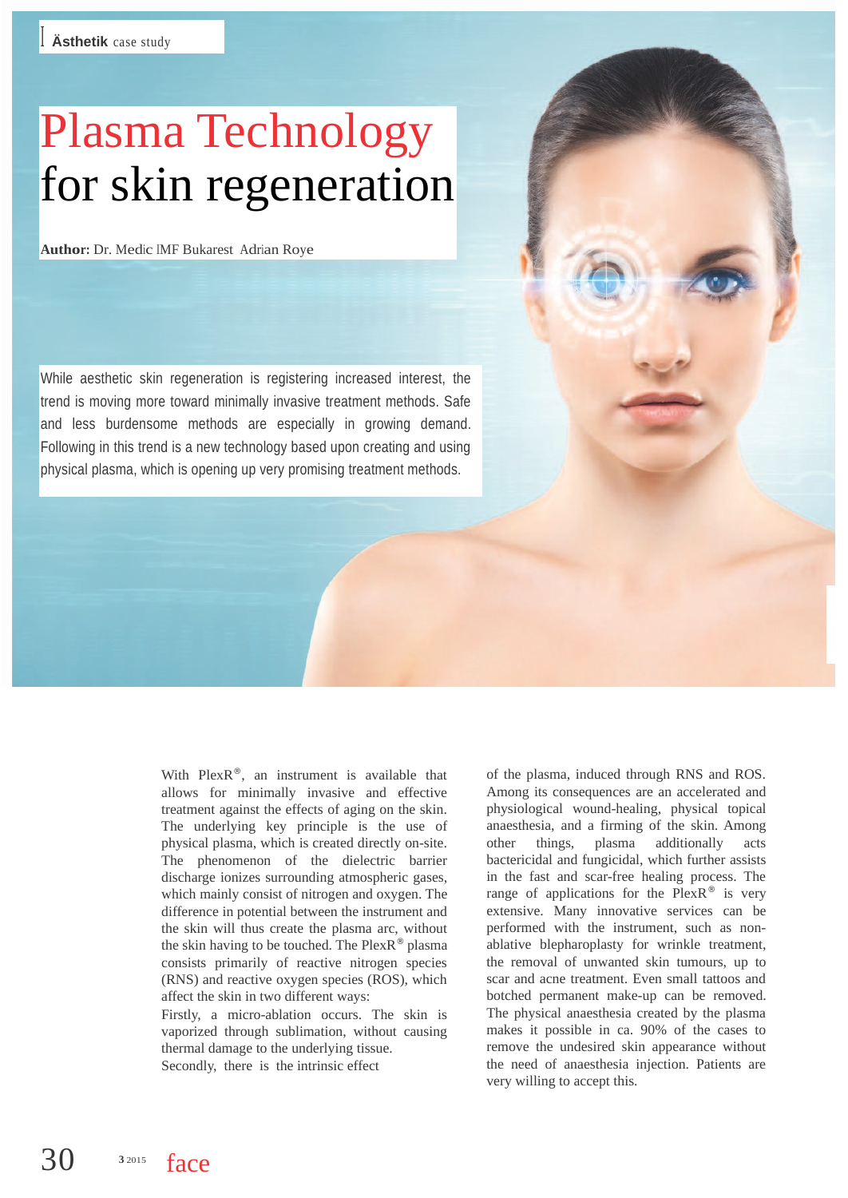# Plasma Technology for skin regeneration

**Author:** Dr. Medic IMF Bukarest Adrian Roye

While aesthetic skin regeneration is registering increased interest, the trend is moving more toward minimally invasive treatment methods. Safe and less burdensome methods are especially in growing demand. Following in this trend is a new technology based upon creating and using physical plasma, which is opening up very promising treatment methods.

With PlexR®, an instrument is available that allows for minimally invasive and effective treatment against the effects of aging on the skin. The underlying key principle is the use of physical plasma, which is created directly on-site. The phenomenon of the dielectric barrier discharge ionizes surrounding atmospheric gases, which mainly consist of nitrogen and oxygen. The difference in potential between the instrument and the skin will thus create the plasma arc, without the skin having to be touched. The PlexR® plasma consists primarily of reactive nitrogen species (RNS) and reactive oxygen species (ROS), which affect the skin in two different ways:

Firstly, a micro-ablation occurs. The skin is vaporized through sublimation, without causing thermal damage to the underlying tissue.

Secondly, there is the intrinsic effect of the plasma, induced through RNS and ROS. Among its consequences are an accelerated and physiological wound-healing, physical topical anaesthesia, and a firming of the skin. Among other things, plasma additionally acts bactericidal and fungicidal, which further assists in the fast and scar-free healing process. The range of applications for the PlexR® is very extensive. Many innovative services can be performed with the instrument, such as non-ablative blepharoplasty for wrinkle treatment, the removal of unwanted skin tumours, up to scar and acne treatment. Even small tattoos and botched permanent make-up can be removed. The physical anaesthesia created by the plasma makes it possible in ca. 90% of the cases to remove the undesired skin appearance without the need of anaesthesia injection. Patients are very willing to accept this.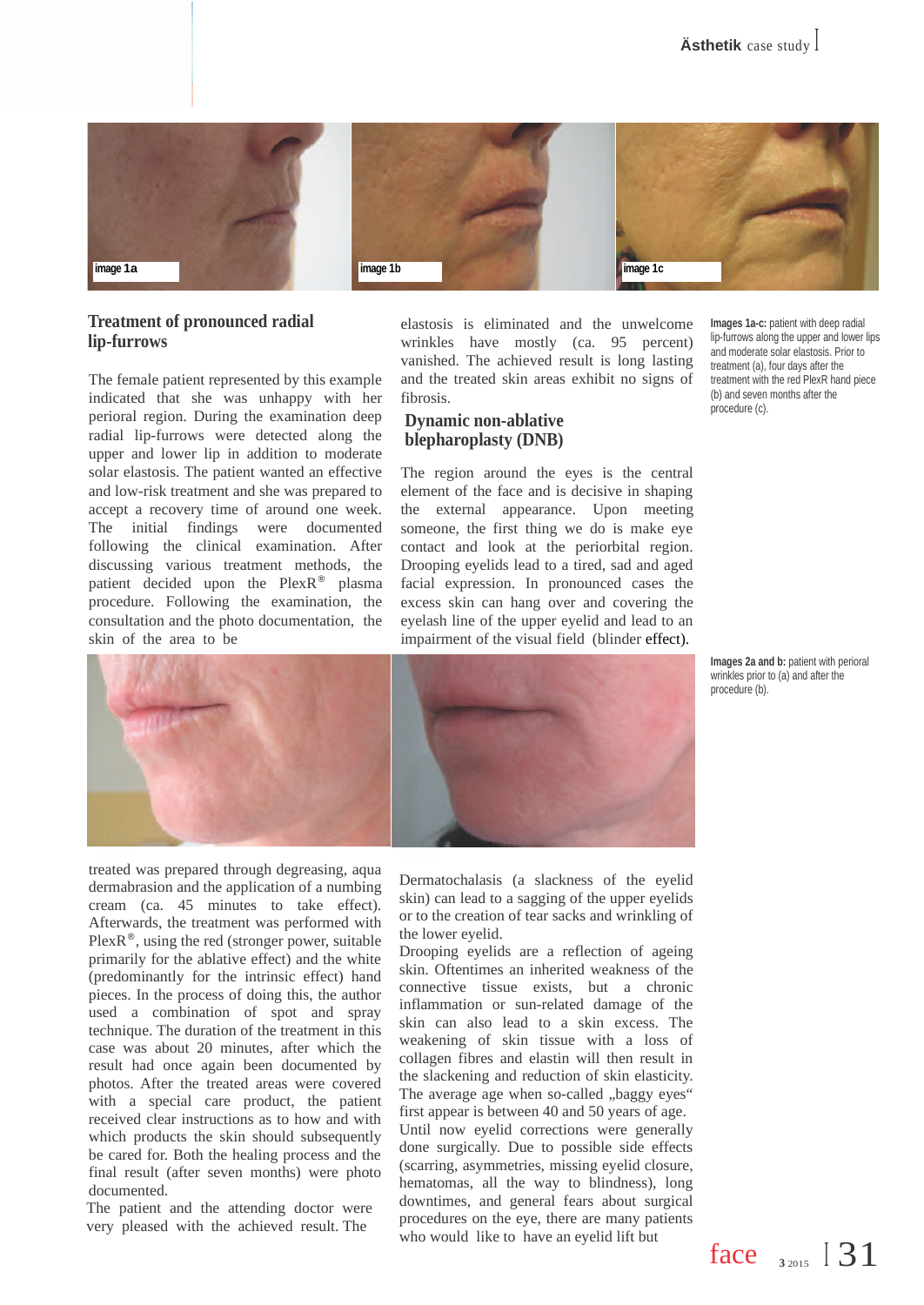## Treatment of pronounced radial lip-furrows

The female patient represented by this example indicated that she was unhappy with her perioral region. During the examination deep radial lip-furrows were detected along the upper and lower lip in addition to moderate solar elastosis. The patient wanted an effective and low-risk treatment and she was prepared to accept a recovery time of around one week. The initial findings were documented following the clinical examination. After discussing various treatment methods, the patient decided upon the PlexR® plasma procedure. Following the examination, the consultation and the photo documentation, the skin of the area to be treated was prepared through degreasing, aqua dermabrasion and the application of a numbing cream (ca. 45 minutes to take effect). Afterwards, the treatment was performed with PlexR®, using the red (stronger power, suitable primarily for the ablative effect) and the white (predominantly for the intrinsic effect) hand pieces. In the process of doing this, the author used a combination of spot and spray technique. The duration of the treatment in this case was about 20 minutes, after which the result had once again been documented by photos. After the treated areas were covered with a special care product, the patient received clear instructions as to how and with which products the skin should subsequently be cared for. Both the healing process and the final result (after seven months) were photo documented.

The patient and the attending doctor were very pleased with the achieved result. The elastosis is eliminated and the unwelcome wrinkles have mostly (ca. 95 percent) vanished. The achieved result is long lasting and the treated skin areas exhibit no signs of fibrosis.

## Dynamic non-ablative blepharoplasty (DNB)

The region around the eyes is the central element of the face and is decisive in shaping the external appearance. Upon meeting someone, the first thing we do is make eye contact and look at the periorbital region. Drooping eyelids lead to a tired, sad and aged facial expression. In pronounced cases the excess skin can hang over and covering the eyelash line of the upper eyelid and lead to an impairment of the visual field (blinder effect).

Dermatochalasis (a slackness of the eyelid skin) can lead to a sagging of the upper eyelids or to the creation of tear sacks and wrinkling of the lower eyelid.

Drooping eyelids are a reflection of ageing skin. Oftentimes an inherited weakness of the connective tissue exists, but a chronic inflammation or sun-related damage of the skin can also lead to a skin excess. The weakening of skin tissue with a loss of collagen fibres and elastin will then result in the slackening and reduction of skin elasticity. The average age when so-called „baggy eyes“ first appear is between 40 and 50 years of age.

Until now eyelid corrections were generally done surgically. Due to possible side effects (scarring, asymmetries, missing eyelid closure, hematomas, all the way to blindness), long downtimes, and general surgical fears about surgical procedures on the eye, there are many patients who would like to have an eyelid lift but

image 1a

image 1b

image 1c

**Images 1a-c:** patient with deep radial lip-furrows along the upper and lower lips and moderate solar elastosis. Prior to treatment (a), four days after the treatment with the red PlexR hand piece (b) and seven months after the procedure (c).

**Images 2a and b:** patient with perioral wrinkles prior to (a) and after the procedure (b).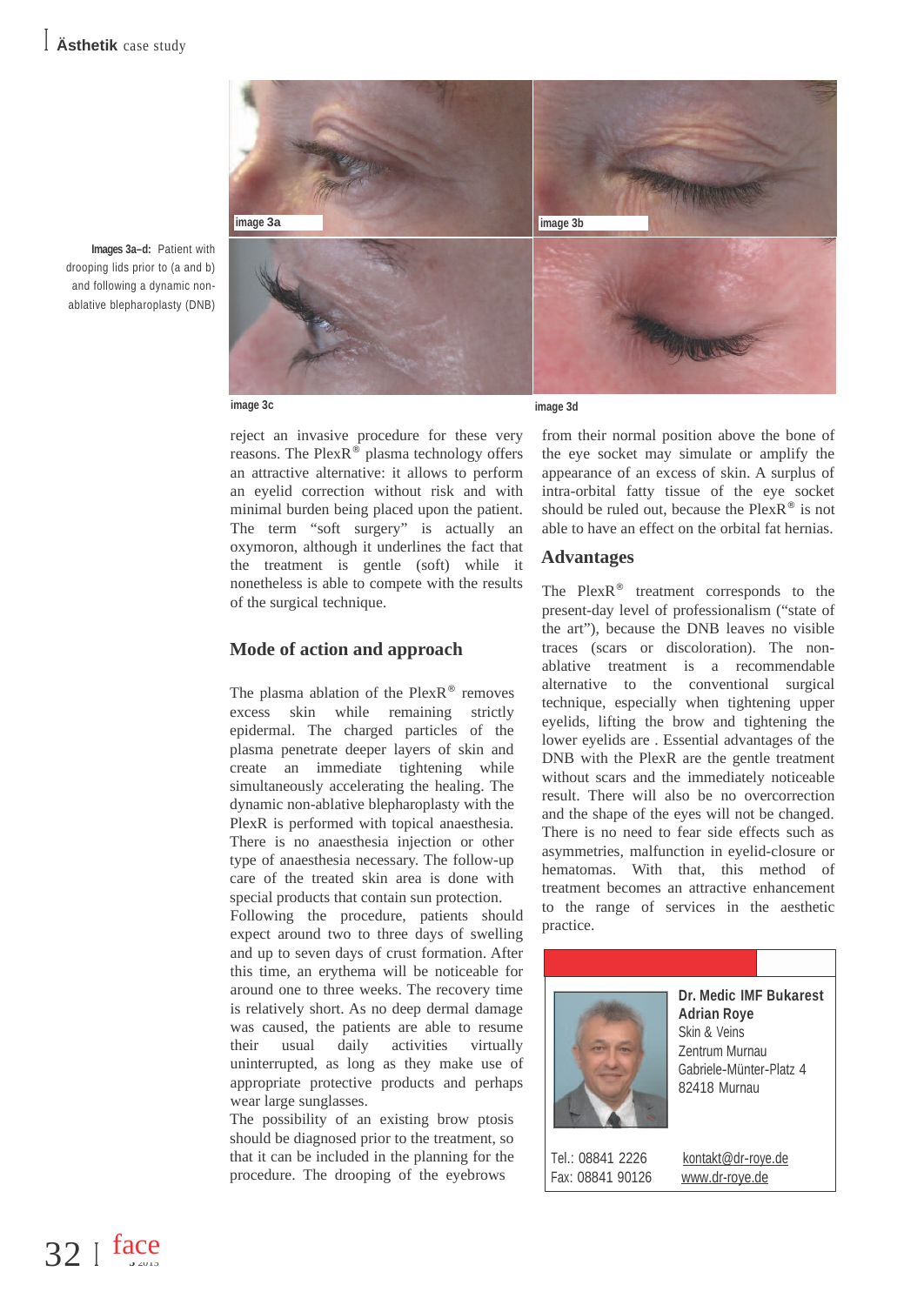image 3a

image 3b

image 3c

image 3d

**Images 3a–d:** Patient with drooping lids prior to (a and b) and following a dynamic non-ablative blepharoplasty (DNB)

reject an invasive procedure for these very reasons. The PlexR® plasma technology offers an attractive alternative: it allows to perform an eyelid correction without risk and with minimal burden being placed upon the patient. The term "soft surgery" is actually an oxymoron, although it underlines the fact that the treatment is gentle (soft) while it nonetheless is able to compete with the results of the surgical technique.

## Mode of action and approach

The plasma ablation of the PlexR® removes excess skin while remaining strictly epidermal. The charged particles of the plasma penetrate deeper layers of skin and create an immediate tightening while simultaneously accelerating the healing. The dynamic non-ablative blepharoplasty with the PlexR is performed with topical anaesthesia. There is no anaesthesia injection or other type of anaesthesia necessary. The follow-up care of the treated skin area is done with special products that contain sun protection.
Following the procedure, patients should expect around two to three days of swelling and up to seven days of crust formation. After this time, an erythema will be noticeable for around one to three weeks. The recovery time is relatively short. As no deep dermal damage was caused, the patients are able to resume their usual daily activities virtually uninterrupted, as long as they make use of appropriate protective products and perhaps wear large sunglasses.
The possibility of an existing brow ptosis should be diagnosed prior to the treatment, so that it can be included in the planning for the procedure. The drooping of the eyebrows from their normal position above the bone of the eye socket may simulate or amplify the appearance of an excess of skin. A surplus of intra-orbital fatty tissue of the eye socket should be ruled out, because the PlexR® is not able to have an effect on the orbital fat hernias.

## Advantages

The PlexR® treatment corresponds to the present-day level of professionalism ("state of the art"), because the DNB leaves no visible traces (scars or discoloration). The non-ablative treatment is a recommendable alternative to the conventional surgical technique, especially when tightening upper eyelids, lifting the brow and tightening the lower eyelids are . Essential advantages of the DNB with the PlexR are the gentle treatment without scars and the immediately noticeable result. There will also be no overcorrection and the shape of the eyes will not be changed. There is no need to fear side effects such as asymmetries, malfunction in eyelid-closure or hematomas. With that, this method of treatment becomes an attractive enhancement to the range of services in the aesthetic practice.

**Dr. Medic IMF Bukarest**
**Adrian Roye**
Skin & Veins
Zentrum Murnau
Gabriele-Münter-Platz 4
82418 Murnau

Tel.: 08841 2226
Fax: 08841 90126
kontakt@dr-roye.de
www.dr-roye.de